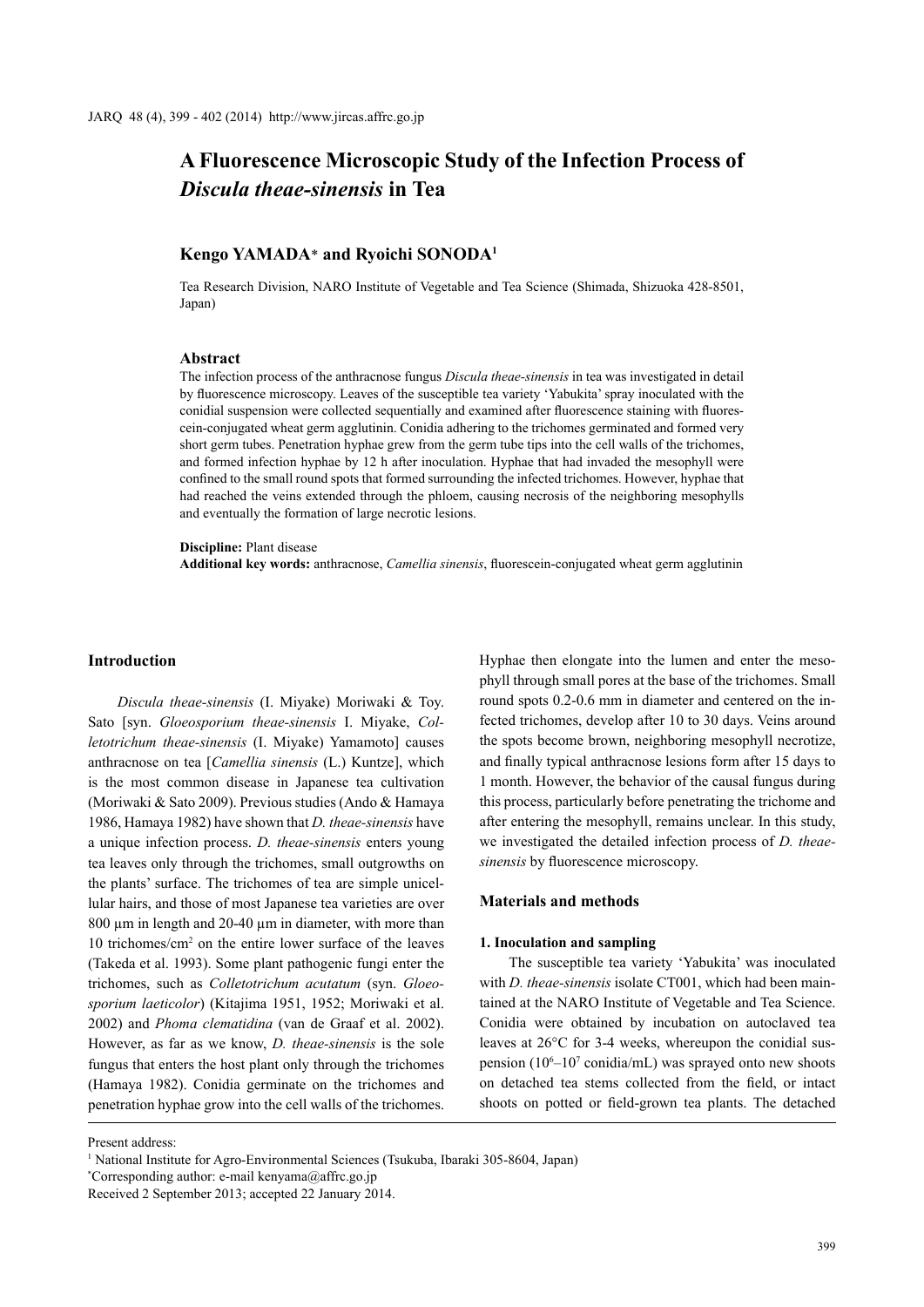# A Fluorescence Microscopic Study of the Infection Process of *Discula theae-sinensis* in Tea

**Kengo YAMADA*** **and Ryoichi SONODA**[1]

Tea Research Division, NARO Institute of Vegetable and Tea Science (Shimada, Shizuoka 428-8501, Japan)

### Abstract

The infection process of the anthracnose fungus *Discula theae-sinensis* in tea was investigated in detail by fluorescence microscopy. Leaves of the susceptible tea variety 'Yabukita' spray inoculated with the conidial suspension were collected sequentially and examined after fluorescence staining with fluorescein-conjugated wheat germ agglutinin. Conidia adhering to the trichomes germinated and formed very short germ tubes. Penetration hyphae grew from the germ tube tips into the cell walls of the trichomes, and formed infection hyphae by 12 h after inoculation. Hyphae that had invaded the mesophyll were confined to the small round spots that formed surrounding the infected trichomes. However, hyphae that had reached the veins extended through the phloem, causing necrosis of the neighboring mesophylls and eventually the formation of large necrotic lesions.

**Discipline:** Plant disease
**Additional key words:** anthracnose, *Camellia sinensis*, fluorescein-conjugated wheat germ agglutinin

## Introduction

*Discula theae-sinensis* (I. Miyake) Moriwaki & Toy. Sato [syn. *Gloeosporium theae-sinensis* I. Miyake, *Colletotrichum theae-sinensis* (I. Miyake) Yamamoto] causes anthracnose on tea [*Camellia sinensis* (L.) Kuntze], which is the most common disease in Japanese tea cultivation (Moriwaki & Sato 2009). Previous studies (Ando & Hamaya 1986, Hamaya 1982) have shown that *D. theae-sinensis* have a unique infection process. *D. theae-sinensis* enters young tea leaves only through the trichomes, small outgrowths on the plants' surface. The trichomes of tea are simple unicellular hairs, and those of most Japanese tea varieties are over 800 µm in length and 20-40 µm in diameter, with more than 10 trichomes/cm$^2$ on the entire lower surface of the leaves (Takeda et al. 1993). Some plant pathogenic fungi enter the trichomes, such as *Colletotrichum acutatum* (syn. *Gloeosporium laeticolor*) (Kitajima 1951, 1952; Moriwaki et al. 2002) and *Phoma clematidina* (van de Graaf et al. 2002). However, as far as we know, *D. theae-sinensis* is the sole fungus that enters the host plant only through the trichomes (Hamaya 1982). Conidia germinate on the trichomes and penetration hyphae grow into the cell walls of the trichomes. Hyphae then elongate into the lumen and enter the mesophyll through small pores at the base of the trichomes. Small round spots 0.2-0.6 mm in diameter and centered on the infected trichomes, develop after 10 to 30 days. Veins around the spots become brown, neighboring mesophyll necrotize, and finally typical anthracnose lesions form after 15 days to 1 month. However, the behavior of the causal fungus during this process, particularly before penetrating the trichome and after entering the mesophyll, remains unclear. In this study, we investigated the detailed infection process of *D. theae-sinensis* by fluorescence microscopy.

## Materials and methods

### 1. Inoculation and sampling

The susceptible tea variety 'Yabukita' was inoculated with *D. theae-sinensis* isolate CT001, which had been maintained at the NARO Institute of Vegetable and Tea Science. Conidia were obtained by incubation on autoclaved tea leaves at 26°C for 3-4 weeks, whereupon the conidial suspension ($10^6$–$10^7$ conidia/mL) was sprayed onto new shoots on detached tea stems collected from the field, or intact shoots on potted or field-grown tea plants. The detached

---

Present address:
[1] National Institute for Agro-Environmental Sciences (Tsukuba, Ibaraki 305-8604, Japan)
*Corresponding author: e-mail kenyama@affrc.go.jp
Received 2 September 2013; accepted 22 January 2014.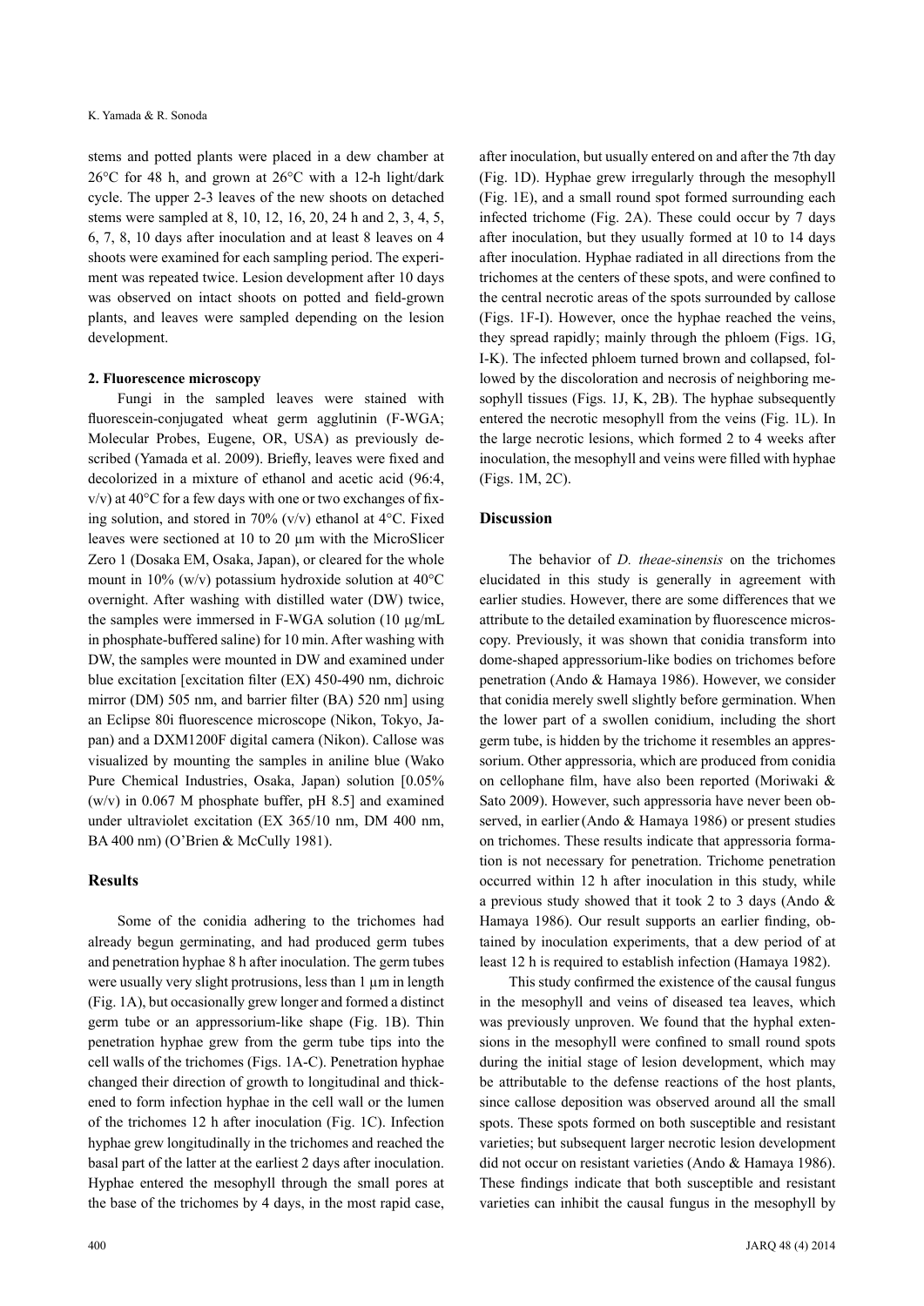stems and potted plants were placed in a dew chamber at 26°C for 48 h, and grown at 26°C with a 12-h light/dark cycle. The upper 2-3 leaves of the new shoots on detached stems were sampled at 8, 10, 12, 16, 20, 24 h and 2, 3, 4, 5, 6, 7, 8, 10 days after inoculation and at least 8 leaves on 4 shoots were examined for each sampling period. The experiment was repeated twice. Lesion development after 10 days was observed on intact shoots on potted and field-grown plants, and leaves were sampled depending on the lesion development.

### 2. Fluorescence microscopy

Fungi in the sampled leaves were stained with fluorescein-conjugated wheat germ agglutinin (F-WGA; Molecular Probes, Eugene, OR, USA) as previously described (Yamada et al. 2009). Briefly, leaves were fixed and decolorized in a mixture of ethanol and acetic acid (96:4, v/v) at 40°C for a few days with one or two exchanges of fixing solution, and stored in 70% (v/v) ethanol at 4°C. Fixed leaves were sectioned at 10 to 20 µm with the MicroSlicer Zero 1 (Dosaka EM, Osaka, Japan), or cleared for the whole mount in 10% (w/v) potassium hydroxide solution at 40°C overnight. After washing with distilled water (DW) twice, the samples were immersed in F-WGA solution (10 µg/mL in phosphate-buffered saline) for 10 min. After washing with DW, the samples were mounted in DW and examined under blue excitation [excitation filter (EX) 450-490 nm, dichroic mirror (DM) 505 nm, and barrier filter (BA) 520 nm] using an Eclipse 80i fluorescence microscope (Nikon, Tokyo, Japan) and a DXM1200F digital camera (Nikon). Callose was visualized by mounting the samples in aniline blue (Wako Pure Chemical Industries, Osaka, Japan) solution [0.05% (w/v) in 0.067 M phosphate buffer, pH 8.5] and examined under ultraviolet excitation (EX 365/10 nm, DM 400 nm, BA 400 nm) (O'Brien & McCully 1981).

## Results

Some of the conidia adhering to the trichomes had already begun germinating, and had produced germ tubes and penetration hyphae 8 h after inoculation. The germ tubes were usually very slight protrusions, less than 1 µm in length (Fig. 1A), but occasionally grew longer and formed a distinct germ tube or an appressorium-like shape (Fig. 1B). Thin penetration hyphae grew from the germ tube tips into the cell walls of the trichomes (Figs. 1A-C). Penetration hyphae changed their direction of growth to longitudinal and thickened to form infection hyphae in the cell wall or the lumen of the trichomes 12 h after inoculation (Fig. 1C). Infection hyphae grew longitudinally in the trichomes and reached the basal part of the latter at the earliest 2 days after inoculation. Hyphae entered the mesophyll through the small pores at the base of the trichomes by 4 days, in the most rapid case, after inoculation, but usually entered on and after the 7th day (Fig. 1D). Hyphae grew irregularly through the mesophyll (Fig. 1E), and a small round spot formed surrounding each infected trichome (Fig. 2A). These could occur by 7 days after inoculation, but they usually formed at 10 to 14 days after inoculation. Hyphae radiated in all directions from the trichomes at the centers of these spots, and were confined to the central necrotic areas of the spots surrounded by callose (Figs. 1F-I). However, once the hyphae reached the veins, they spread rapidly; mainly through the phloem (Figs. 1G, I-K). The infected phloem turned brown and collapsed, followed by the discoloration and necrosis of neighboring mesophyll tissues (Figs. 1J, K, 2B). The hyphae subsequently entered the necrotic mesophyll from the veins (Fig. 1L). In the large necrotic lesions, which formed 2 to 4 weeks after inoculation, the mesophyll and veins were filled with hyphae (Figs. 1M, 2C).

## Discussion

The behavior of *D. theae-sinensis* on the trichomes elucidated in this study is generally in agreement with earlier studies. However, there are some differences that we attribute to the detailed examination by fluorescence microscopy. Previously, it was shown that conidia transform into dome-shaped appressorium-like bodies on trichomes before penetration (Ando & Hamaya 1986). However, we consider that conidia merely swell slightly before germination. When the lower part of a swollen conidium, including the short germ tube, is hidden by the trichome it resembles an appressorium. Other appressoria, which are produced from conidia on cellophane film, have also been reported (Moriwaki & Sato 2009). However, such appressoria have never been observed, in earlier (Ando & Hamaya 1986) or present studies on trichomes. These results indicate that appressoria formation is not necessary for penetration. Trichome penetration occurred within 12 h after inoculation in this study, while a previous study showed that it took 2 to 3 days (Ando & Hamaya 1986). Our result supports an earlier finding, obtained by inoculation experiments, that a dew period of at least 12 h is required to establish infection (Hamaya 1982).

This study confirmed the existence of the causal fungus in the mesophyll and veins of diseased tea leaves, which was previously unproven. We found that the hyphal extensions in the mesophyll were confined to small round spots during the initial stage of lesion development, which may be attributable to the defense reactions of the host plants, since callose deposition was observed around all the small spots. These spots formed on both susceptible and resistant varieties; but subsequent larger necrotic lesion development did not occur on resistant varieties (Ando & Hamaya 1986). These findings indicate that both susceptible and resistant varieties can inhibit the causal fungus in the mesophyll by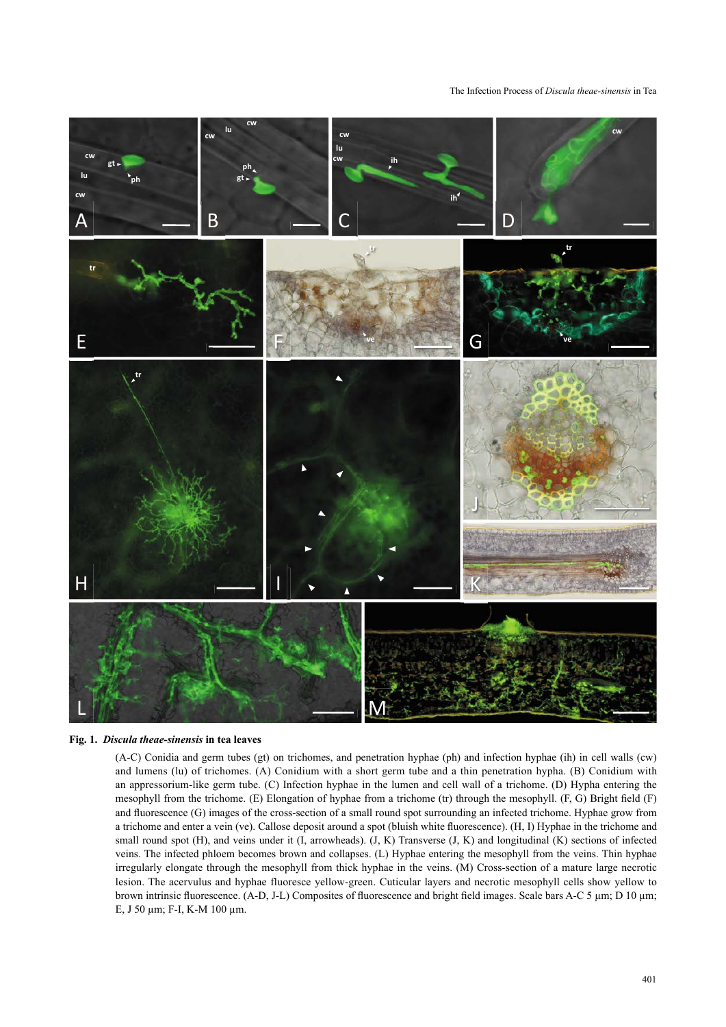**Fig. 1.** ***Discula theae-sinensis*** **in tea leaves**

(A-C) Conidia and germ tubes (gt) on trichomes, and penetration hyphae (ph) and infection hyphae (ih) in cell walls (cw) and lumens (lu) of trichomes. (A) Conidium with a short germ tube and a thin penetration hypha. (B) Conidium with an appressorium-like germ tube. (C) Infection hyphae in the lumen and cell wall of a trichome. (D) Hypha entering the mesophyll from the trichome. (E) Elongation of hyphae from a trichome (tr) through the mesophyll. (F, G) Bright field (F) and fluorescence (G) images of the cross-section of a small round spot surrounding an infected trichome. Hyphae grow from a trichome and enter a vein (ve). Callose deposit around a spot (bluish white fluorescence). (H, I) Hyphae in the trichome and small round spot (H), and veins under it (I, arrowheads). (J, K) Transverse (J, K) and longitudinal (K) sections of infected veins. The infected phloem becomes brown and collapses. (L) Hyphae entering the mesophyll from the veins. Thin hyphae irregularly elongate through the mesophyll from thick hyphae in the veins. (M) Cross-section of a mature large necrotic lesion. The acervulus and hyphae fluoresce yellow-green. Cuticular layers and necrotic mesophyll cells show yellow to brown intrinsic fluorescence. (A-D, J-L) Composites of fluorescence and bright field images. Scale bars A-C 5 μm; D 10 μm; E, J 50 μm; F-I, K-M 100 μm.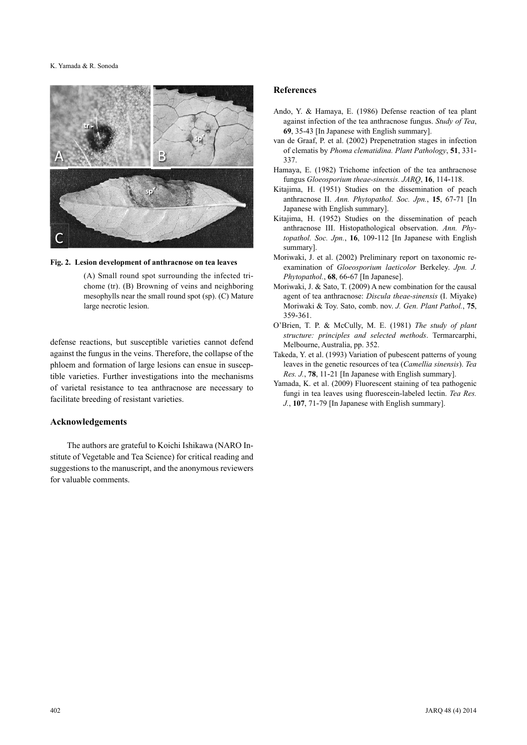Fig. 2. **Lesion development of anthracnose on tea leaves**

(A) Small round spot surrounding the infected trichome (tr). (B) Browning of veins and neighboring mesophylls near the small round spot (sp). (C) Mature large necrotic lesion.

defense reactions, but susceptible varieties cannot defend against the fungus in the veins. Therefore, the collapse of the phloem and formation of large lesions can ensue in susceptible varieties. Further investigations into the mechanisms of varietal resistance to tea anthracnose are necessary to facilitate breeding of resistant varieties.

## Acknowledgements

The authors are grateful to Koichi Ishikawa (NARO Institute of Vegetable and Tea Science) for critical reading and suggestions to the manuscript, and the anonymous reviewers for valuable comments.

## References

Ando, Y. & Hamaya, E. (1986) Defense reaction of tea plant against infection of the tea anthracnose fungus. *Study of Tea*, **69**, 35-43 [In Japanese with English summary].

van de Graaf, P. et al. (2002) Prepenetration stages in infection of clematis by *Phoma clematidina. Plant Pathology*, **51**, 331-337.

Hamaya, E. (1982) Trichome infection of the tea anthracnose fungus *Gloeosporium theae-sinensis. JARQ*, **16**, 114-118.

Kitajima, H. (1951) Studies on the dissemination of peach anthracnose II. *Ann. Phytopathol. Soc. Jpn.*, **15**, 67-71 [In Japanese with English summary].

Kitajima, H. (1952) Studies on the dissemination of peach anthracnose III. Histopathological observation. *Ann. Phytopathol. Soc. Jpn.*, **16**, 109-112 [In Japanese with English summary].

Moriwaki, J. et al. (2002) Preliminary report on taxonomic reexamination of *Gloeosporium laeticolor* Berkeley. *Jpn. J. Phytopathol.*, **68**, 66-67 [In Japanese].

Moriwaki, J. & Sato, T. (2009) A new combination for the causal agent of tea anthracnose: *Discula theae-sinensis* (I. Miyake) Moriwaki & Toy. Sato, comb. nov. *J. Gen. Plant Pathol.*, **75**, 359-361.

O'Brien, T. P. & McCully, M. E. (1981) *The study of plant structure: principles and selected methods*. Termarcarphi, Melbourne, Australia, pp. 352.

Takeda, Y. et al. (1993) Variation of pubescent patterns of young leaves in the genetic resources of tea (*Camellia sinensis*). *Tea Res. J.*, **78**, 11-21 [In Japanese with English summary].

Yamada, K. et al. (2009) Fluorescent staining of tea pathogenic fungi in tea leaves using fluorescein-labeled lectin. *Tea Res. J.*, **107**, 71-79 [In Japanese with English summary].